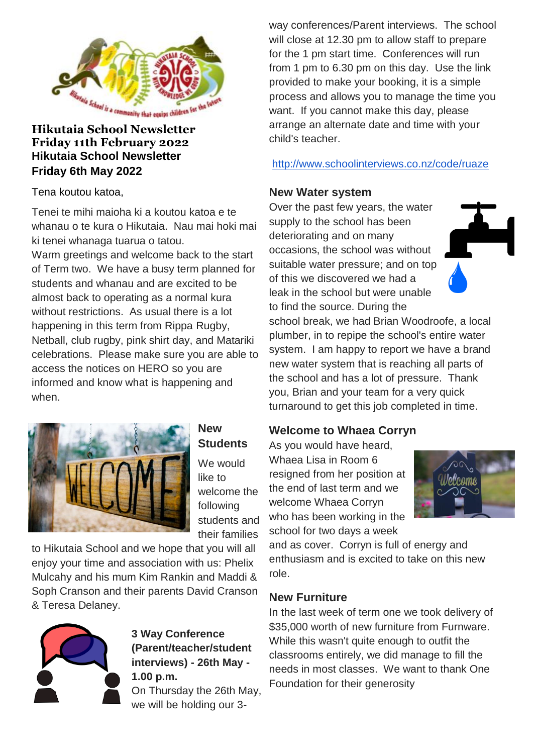# Hikutaia School Newsletter
# Friday 11th February 2022
# Hikutaia School Newsletter
# Friday 6th May 2022

Tena koutou katoa,

Tenei te mihi maioha ki a koutou katoa e te whanau o te kura o Hikutaia. Nau mai hoki mai ki tenei whanaga tuarua o tatou.
Warm greetings and welcome back to the start of Term two. We have a busy term planned for students and whanau and are excited to be almost back to operating as a normal kura without restrictions. As usual there is a lot happening in this term from Rippa Rugby, Netball, club rugby, pink shirt day, and Matariki celebrations. Please make sure you are able to access the notices on HERO so you are informed and know what is happening and when.

## New Students

We would like to welcome the following students and their families to Hikutaia School and we hope that you will all enjoy your time and association with us: Phelix Mulcahy and his mum Kim Rankin and Maddi & Soph Cranson and their parents David Cranson & Teresa Delaney.

## 3 Way Conference (Parent/teacher/student interviews) - 26th May - 1.00 p.m.

On Thursday the 26th May, we will be holding our 3-way conferences/Parent interviews. The school will close at 12.30 pm to allow staff to prepare for the 1 pm start time. Conferences will run from 1 pm to 6.30 pm on this day. Use the link provided to make your booking, it is a simple process and allows you to manage the time you want. If you cannot make this day, please arrange an alternate date and time with your child's teacher.

http://www.schoolinterviews.co.nz/code/ruaze

## New Water system

Over the past few years, the water supply to the school has been deteriorating and on many occasions, the school was without suitable water pressure; and on top of this we discovered we had a leak in the school but were unable to find the source. During the school break, we had Brian Woodroofe, a local plumber, in to repipe the school's entire water system. I am happy to report we have a brand new water system that is reaching all parts of the school and has a lot of pressure. Thank you, Brian and your team for a very quick turnaround to get this job completed in time.

## Welcome to Whaea Corryn

As you would have heard, Whaea Lisa in Room 6 resigned from her position at the end of last term and we welcome Whaea Corryn who has been working in the school for two days a week and as cover. Corryn is full of energy and enthusiasm and is excited to take on this new role.

## New Furniture

In the last week of term one we took delivery of $35,000 worth of new furniture from Furnware. While this wasn't quite enough to outfit the classrooms entirely, we did manage to fill the needs in most classes. We want to thank One Foundation for their generosity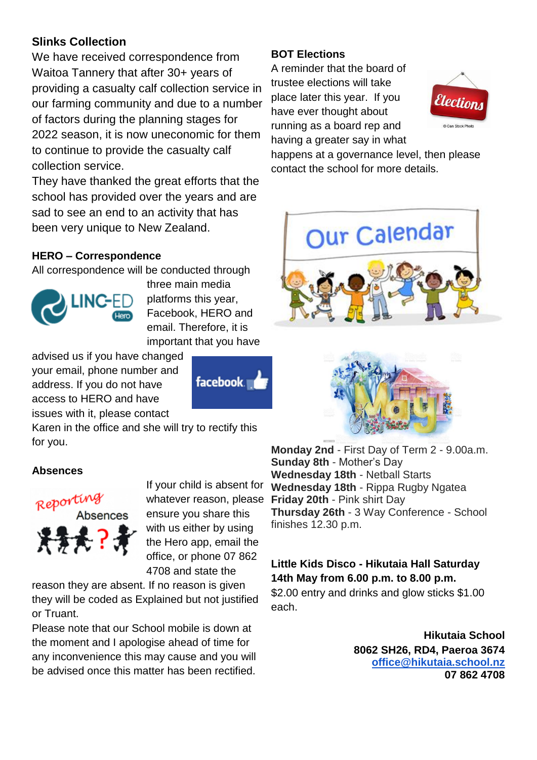### Slinks Collection

We have received correspondence from Waitoa Tannery that after 30+ years of providing a casualty calf collection service in our farming community and due to a number of factors during the planning stages for 2022 season, it is now uneconomic for them to continue to provide the casualty calf collection service.

They have thanked the great efforts that the school has provided over the years and are sad to see an end to an activity that has been very unique to New Zealand.

### HERO – Correspondence

All correspondence will be conducted through three main media platforms this year, Facebook, HERO and email. Therefore, it is important that you have advised us if you have changed your email, phone number and address. If you do not have access to HERO and have issues with it, please contact Karen in the office and she will try to rectify this for you.

### Absences

If your child is absent for whatever reason, please ensure you share this with us either by using the Hero app, email the office, or phone 07 862 4708 and state the reason they are absent. If no reason is given they will be coded as Explained but not justified or Truant.

Please note that our School mobile is down at the moment and I apologise ahead of time for any inconvenience this may cause and you will be advised once this matter has been rectified.

### BOT Elections

A reminder that the board of trustee elections will take place later this year. If you have ever thought about running as a board rep and having a greater say in what happens at a governance level, then please contact the school for more details.

### Our Calendar

**May**

**Monday 2nd** - First Day of Term 2 - 9.00a.m.
**Sunday 8th** - Mother's Day
**Wednesday 18th** - Netball Starts
**Wednesday 18th** - Rippa Rugby Ngatea
**Friday 20th** - Pink shirt Day
**Thursday 26th** - 3 Way Conference - School finishes 12.30 p.m.

**Little Kids Disco - Hikutaia Hall Saturday 14th May from 6.00 p.m. to 8.00 p.m.**
$2.00 entry and drinks and glow sticks $1.00 each.

**Hikutaia School**
**8062 SH26, RD4, Paeroa 3674**
**office@hikutaia.school.nz**
**07 862 4708**